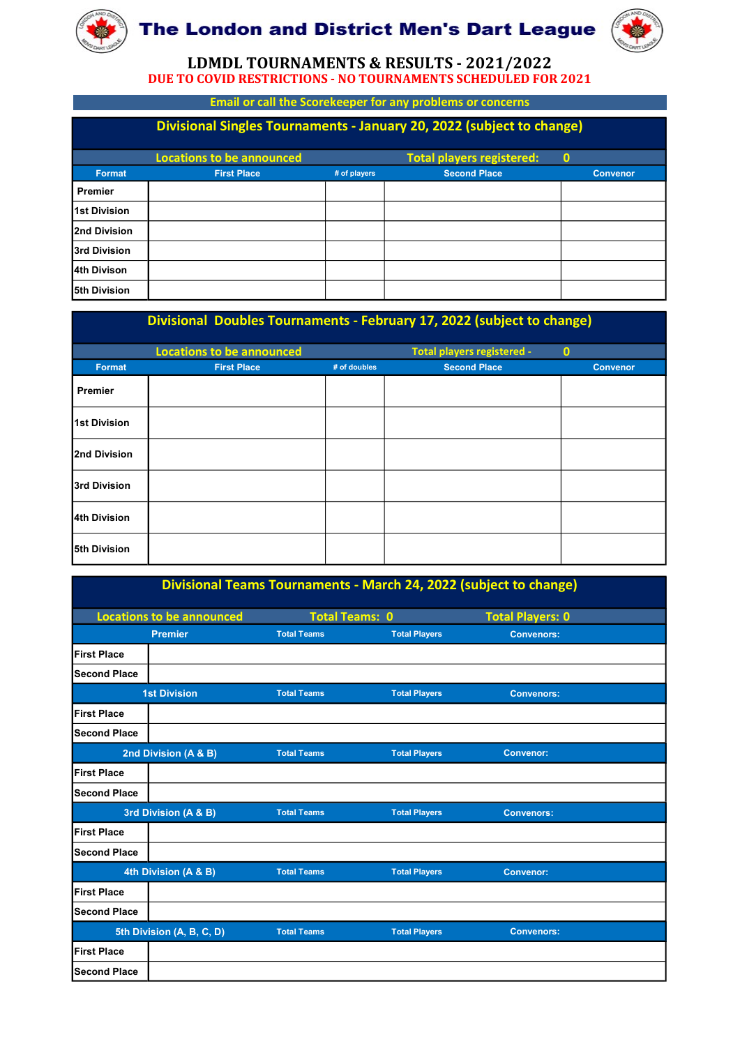# The London and District Men's Dart League

## LDMDL TOURNAMENTS & RESULTS - 2021/2022

**DUE TO COVID RESTRICTIONS - NO TOURNAMENTS SCHEDULED FOR 2021**

**Email or call the Scorekeeper for any problems or concerns**

### Divisional Singles Tournaments - January 20, 2022 (subject to change)

Locations to be announced — Total players registered: 0

| Format | First Place | # of players | Second Place | Convenor |
|---|---|---|---|---|
| Premier | | | | |
| 1st Division | | | | |
| 2nd Division | | | | |
| 3rd Division | | | | |
| 4th Divison | | | | |
| 5th Division | | | | |

### Divisional Doubles Tournaments - February 17, 2022 (subject to change)

Locations to be announced — Total players registered - 0

| Format | First Place | # of doubles | Second Place | Convenor |
|---|---|---|---|---|
| Premier | | | | |
| 1st Division | | | | |
| 2nd Division | | | | |
| 3rd Division | | | | |
| 4th Division | | | | |
| 5th Division | | | | |

### Divisional Teams Tournaments - March 24, 2022 (subject to change)

Locations to be announced — Total Teams: 0 — Total Players: 0

| | Premier | Total Teams | Total Players | Convenors: |
|---|---|---|---|---|
| First Place | | | | |
| Second Place | | | | |

| | 1st Division | Total Teams | Total Players | Convenors: |
|---|---|---|---|---|
| First Place | | | | |
| Second Place | | | | |

| | 2nd Division (A & B) | Total Teams | Total Players | Convenor: |
|---|---|---|---|---|
| First Place | | | | |
| Second Place | | | | |

| | 3rd Division (A & B) | Total Teams | Total Players | Convenors: |
|---|---|---|---|---|
| First Place | | | | |
| Second Place | | | | |

| | 4th Division (A & B) | Total Teams | Total Players | Convenor: |
|---|---|---|---|---|
| First Place | | | | |
| Second Place | | | | |

| | 5th Division (A, B, C, D) | Total Teams | Total Players | Convenors: |
|---|---|---|---|---|
| First Place | | | | |
| Second Place | | | | |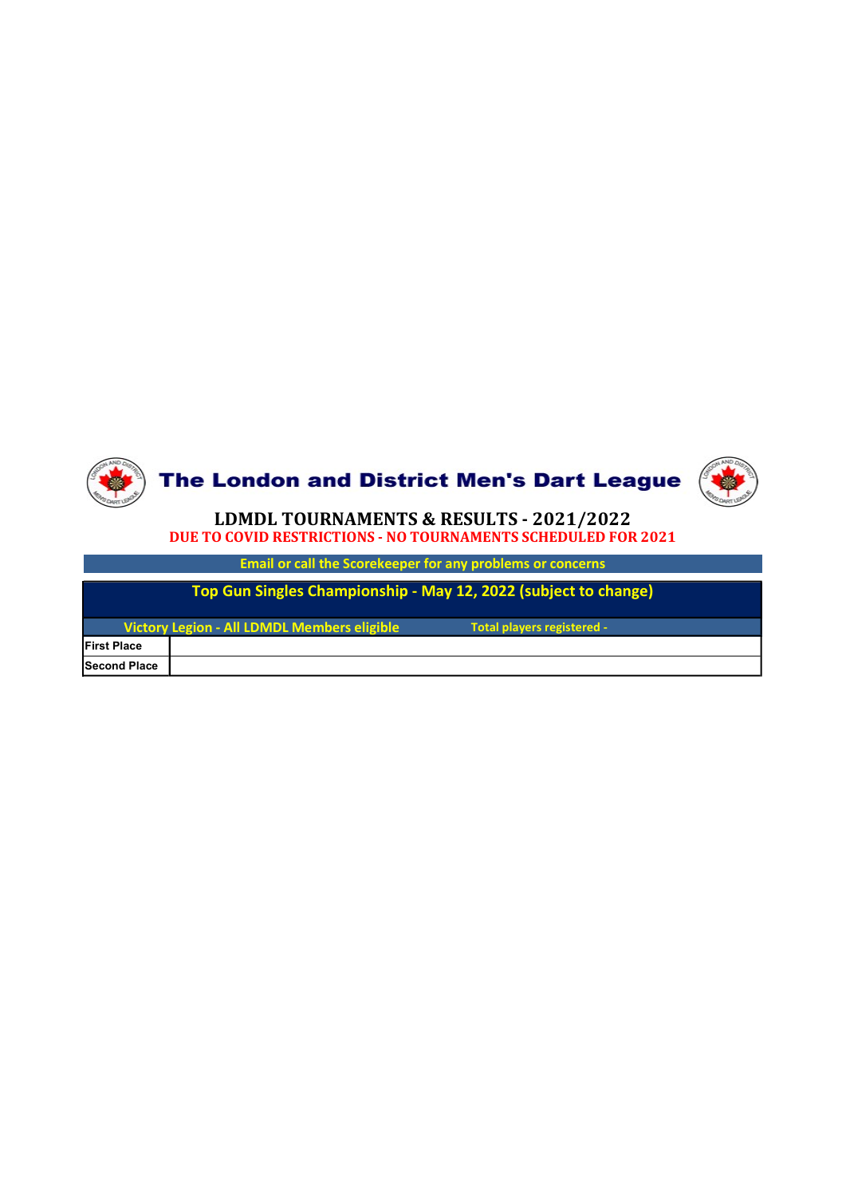# The London and District Men's Dart League

## LDMDL TOURNAMENTS & RESULTS - 2021/2022

**DUE TO COVID RESTRICTIONS - NO TOURNAMENTS SCHEDULED FOR 2021**

**Email or call the Scorekeeper for any problems or concerns**

| Top Gun Singles Championship - May 12, 2022 (subject to change) | |
|---|---|
| Victory Legion - All LDMDL Members eligible | Total players registered - |
| **First Place** | |
| **Second Place** | |